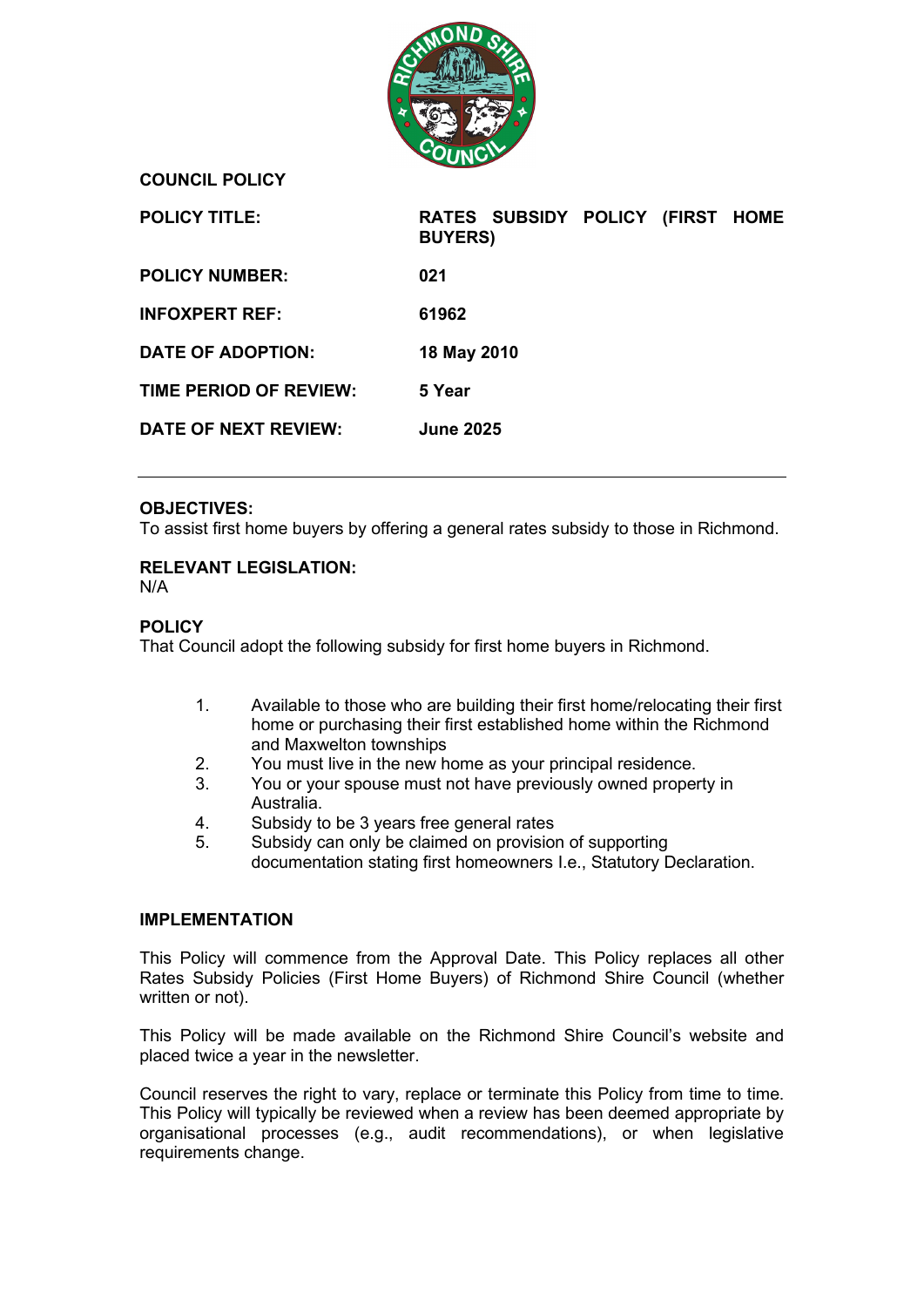**COUNCIL POLICY**

| | |
|---|---|
| **POLICY TITLE:** | **RATES SUBSIDY POLICY (FIRST HOME BUYERS)** |
| **POLICY NUMBER:** | **021** |
| **INFOXPERT REF:** | **61962** |
| **DATE OF ADOPTION:** | **18 May 2010** |
| **TIME PERIOD OF REVIEW:** | **5 Year** |
| **DATE OF NEXT REVIEW:** | **June 2025** |

---

**OBJECTIVES:**
To assist first home buyers by offering a general rates subsidy to those in Richmond.

**RELEVANT LEGISLATION:**
N/A

**POLICY**
That Council adopt the following subsidy for first home buyers in Richmond.

1. Available to those who are building their first home/relocating their first home or purchasing their first established home within the Richmond and Maxwelton townships
2. You must live in the new home as your principal residence.
3. You or your spouse must not have previously owned property in Australia.
4. Subsidy to be 3 years free general rates
5. Subsidy can only be claimed on provision of supporting documentation stating first homeowners I.e., Statutory Declaration.

**IMPLEMENTATION**

This Policy will commence from the Approval Date. This Policy replaces all other Rates Subsidy Policies (First Home Buyers) of Richmond Shire Council (whether written or not).

This Policy will be made available on the Richmond Shire Council's website and placed twice a year in the newsletter.

Council reserves the right to vary, replace or terminate this Policy from time to time. This Policy will typically be reviewed when a review has been deemed appropriate by organisational processes (e.g., audit recommendations), or when legislative requirements change.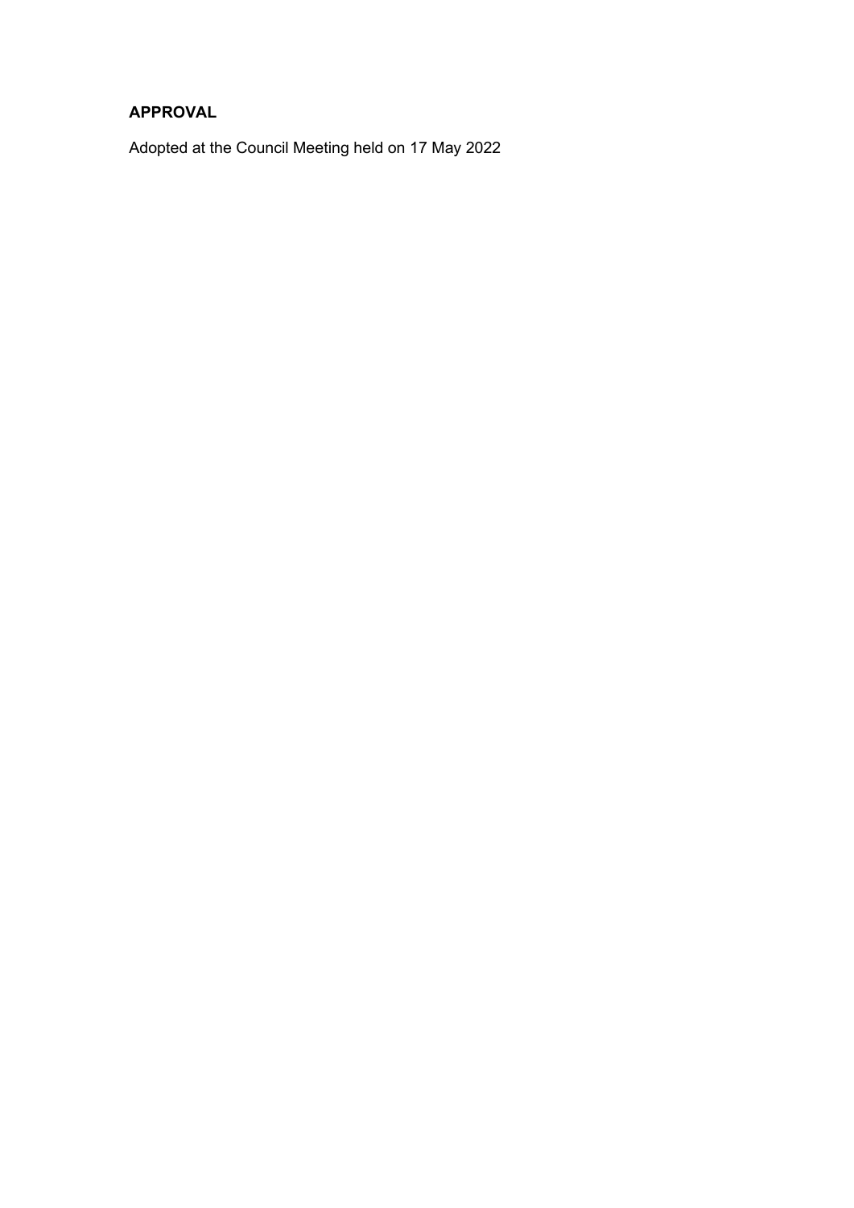**APPROVAL**

Adopted at the Council Meeting held on 17 May 2022